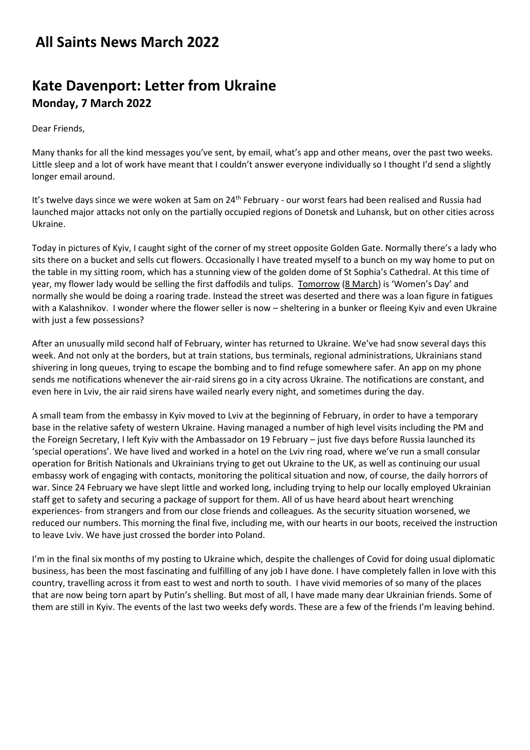# All Saints News March 2022

## Kate Davenport: Letter from Ukraine

### Monday, 7 March 2022

Dear Friends,

Many thanks for all the kind messages you've sent, by email, what's app and other means, over the past two weeks. Little sleep and a lot of work have meant that I couldn't answer everyone individually so I thought I'd send a slightly longer email around.

It's twelve days since we were woken at 5am on 24th February - our worst fears had been realised and Russia had launched major attacks not only on the partially occupied regions of Donetsk and Luhansk, but on other cities across Ukraine.

Today in pictures of Kyiv, I caught sight of the corner of my street opposite Golden Gate. Normally there's a lady who sits there on a bucket and sells cut flowers. Occasionally I have treated myself to a bunch on my way home to put on the table in my sitting room, which has a stunning view of the golden dome of St Sophia's Cathedral. At this time of year, my flower lady would be selling the first daffodils and tulips. Tomorrow (8 March) is 'Women's Day' and normally she would be doing a roaring trade. Instead the street was deserted and there was a loan figure in fatigues with a Kalashnikov. I wonder where the flower seller is now – sheltering in a bunker or fleeing Kyiv and even Ukraine with just a few possessions?

After an unusually mild second half of February, winter has returned to Ukraine. We've had snow several days this week. And not only at the borders, but at train stations, bus terminals, regional administrations, Ukrainians stand shivering in long queues, trying to escape the bombing and to find refuge somewhere safer. An app on my phone sends me notifications whenever the air-raid sirens go in a city across Ukraine. The notifications are constant, and even here in Lviv, the air raid sirens have wailed nearly every night, and sometimes during the day.

A small team from the embassy in Kyiv moved to Lviv at the beginning of February, in order to have a temporary base in the relative safety of western Ukraine. Having managed a number of high level visits including the PM and the Foreign Secretary, I left Kyiv with the Ambassador on 19 February – just five days before Russia launched its 'special operations'. We have lived and worked in a hotel on the Lviv ring road, where we've run a small consular operation for British Nationals and Ukrainians trying to get out Ukraine to the UK, as well as continuing our usual embassy work of engaging with contacts, monitoring the political situation and now, of course, the daily horrors of war. Since 24 February we have slept little and worked long, including trying to help our locally employed Ukrainian staff get to safety and securing a package of support for them. All of us have heard about heart wrenching experiences- from strangers and from our close friends and colleagues. As the security situation worsened, we reduced our numbers. This morning the final five, including me, with our hearts in our boots, received the instruction to leave Lviv. We have just crossed the border into Poland.

I'm in the final six months of my posting to Ukraine which, despite the challenges of Covid for doing usual diplomatic business, has been the most fascinating and fulfilling of any job I have done. I have completely fallen in love with this country, travelling across it from east to west and north to south. I have vivid memories of so many of the places that are now being torn apart by Putin's shelling. But most of all, I have made many dear Ukrainian friends. Some of them are still in Kyiv. The events of the last two weeks defy words. These are a few of the friends I'm leaving behind.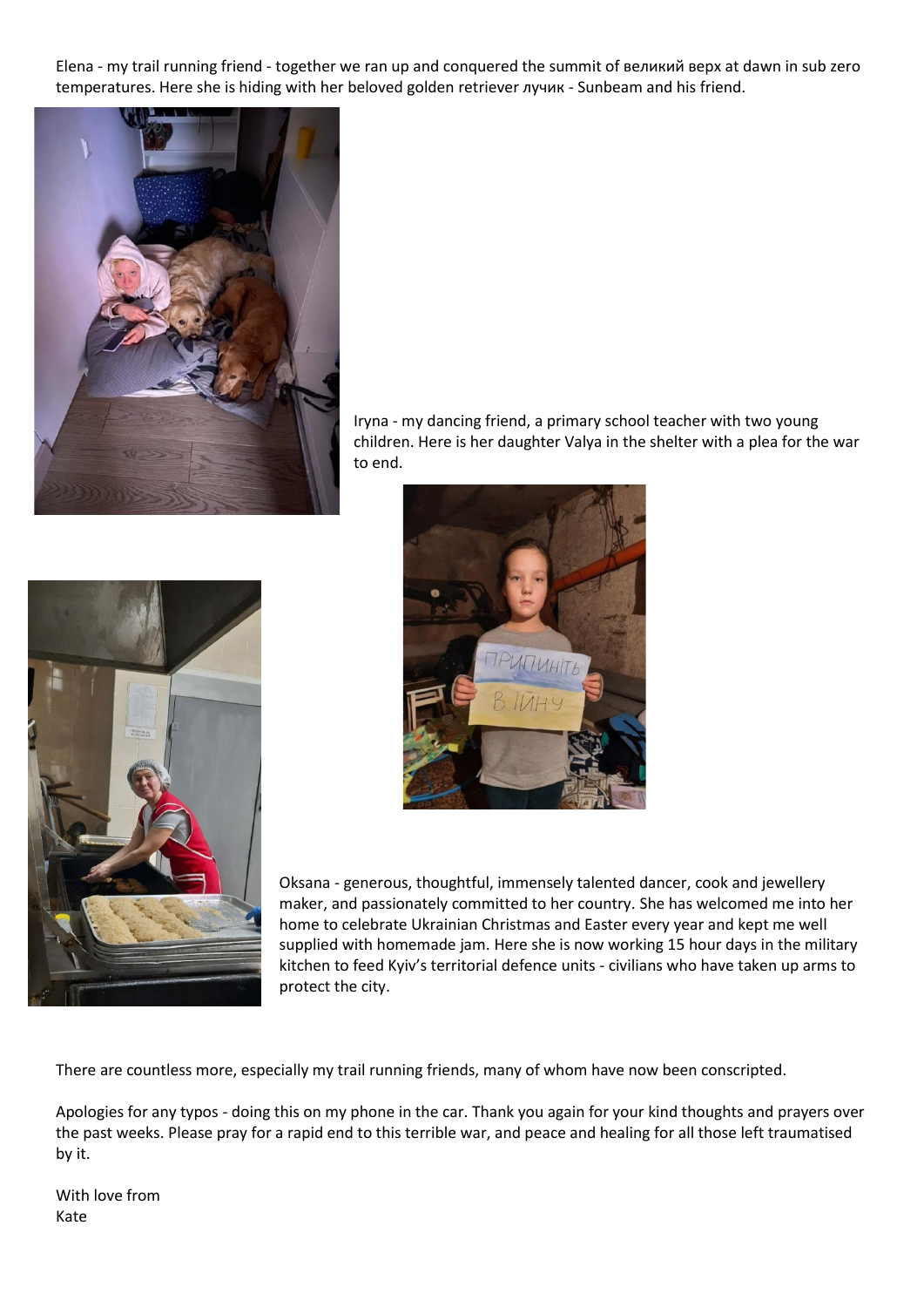Elena - my trail running friend - together we ran up and conquered the summit of великий верх at dawn in sub zero temperatures. Here she is hiding with her beloved golden retriever лучик - Sunbeam and his friend.

Iryna - my dancing friend, a primary school teacher with two young children. Here is her daughter Valya in the shelter with a plea for the war to end.

Oksana - generous, thoughtful, immensely talented dancer, cook and jewellery maker, and passionately committed to her country. She has welcomed me into her home to celebrate Ukrainian Christmas and Easter every year and kept me well supplied with homemade jam. Here she is now working 15 hour days in the military kitchen to feed Kyiv's territorial defence units - civilians who have taken up arms to protect the city.

There are countless more, especially my trail running friends, many of whom have now been conscripted.

Apologies for any typos - doing this on my phone in the car. Thank you again for your kind thoughts and prayers over the past weeks. Please pray for a rapid end to this terrible war, and peace and healing for all those left traumatised by it.

With love from  
Kate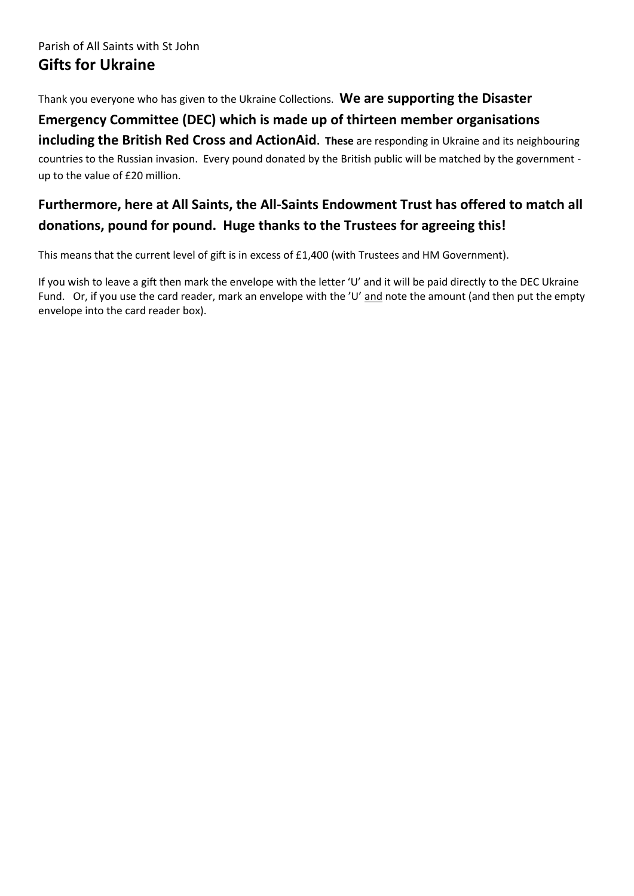Parish of All Saints with St John

## Gifts for Ukraine

Thank you everyone who has given to the Ukraine Collections. **We are supporting the Disaster Emergency Committee (DEC) which is made up of thirteen member organisations including the British Red Cross and ActionAid**. **These** are responding in Ukraine and its neighbouring countries to the Russian invasion. Every pound donated by the British public will be matched by the government - up to the value of £20 million.

### Furthermore, here at All Saints, the All-Saints Endowment Trust has offered to match all donations, pound for pound. Huge thanks to the Trustees for agreeing this!

This means that the current level of gift is in excess of £1,400 (with Trustees and HM Government).

If you wish to leave a gift then mark the envelope with the letter 'U' and it will be paid directly to the DEC Ukraine Fund. Or, if you use the card reader, mark an envelope with the 'U' and note the amount (and then put the empty envelope into the card reader box).